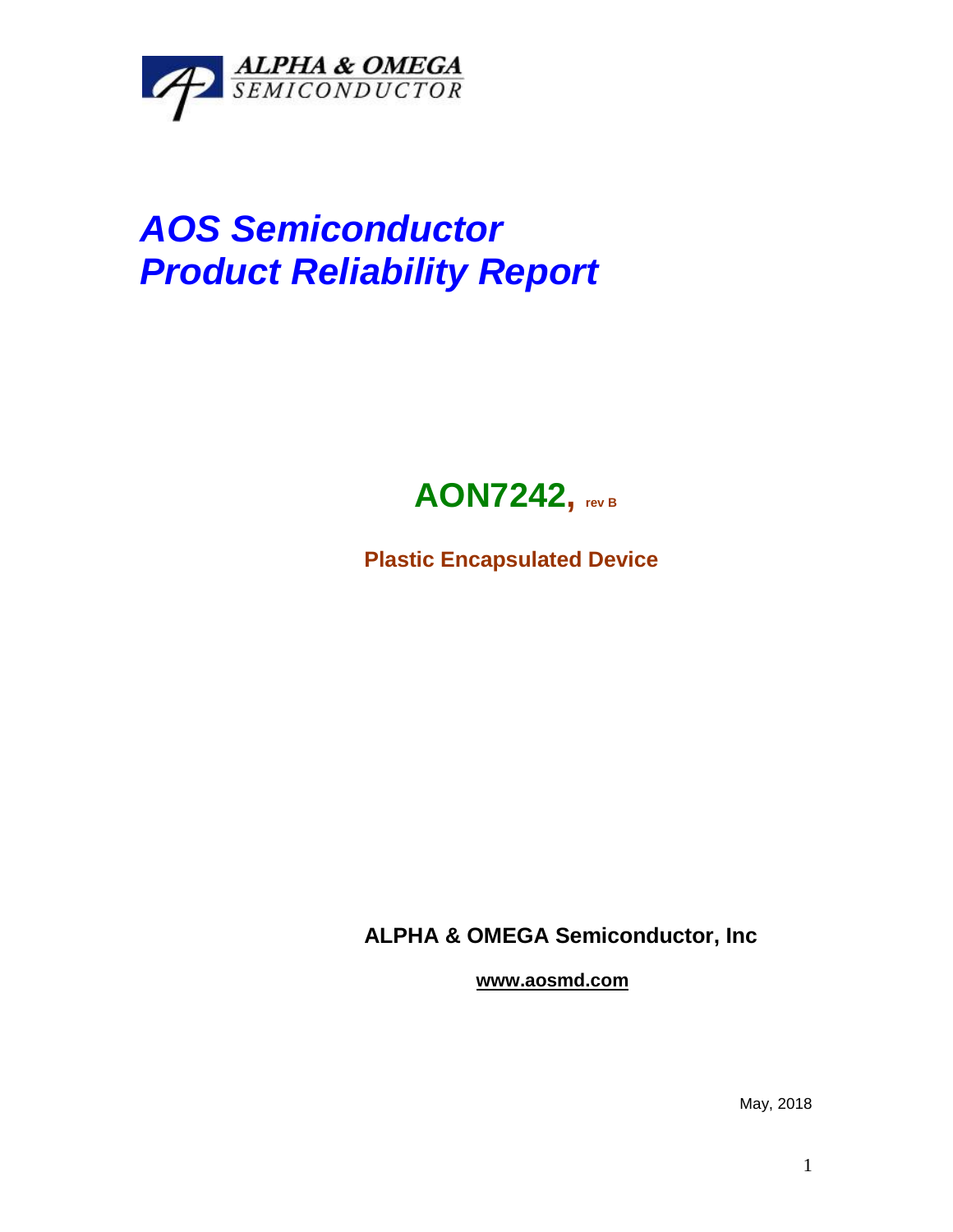ALPHA & OMEGA
SEMICONDUCTOR

# *AOS Semiconductor Product Reliability Report*

## AON7242, rev B

**Plastic Encapsulated Device**

**ALPHA & OMEGA Semiconductor, Inc**

**www.aosmd.com**

May, 2018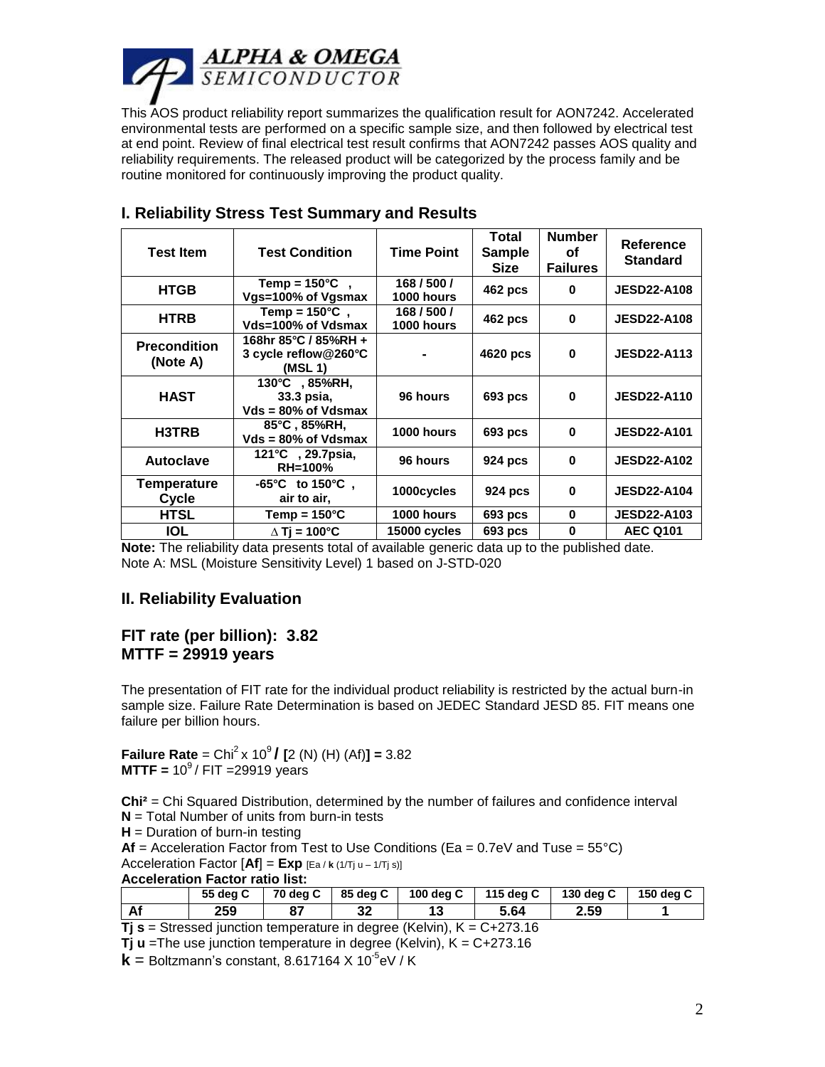This AOS product reliability report summarizes the qualification result for AON7242. Accelerated environmental tests are performed on a specific sample size, and then followed by electrical test at end point. Review of final electrical test result confirms that AON7242 passes AOS quality and reliability requirements. The released product will be categorized by the process family and be routine monitored for continuously improving the product quality.

## I. Reliability Stress Test Summary and Results

| Test Item | Test Condition | Time Point | Total Sample Size | Number of Failures | Reference Standard |
|---|---|---|---|---|---|
| **HTGB** | **Temp = 150°C , Vgs=100% of Vgsmax** | **168 / 500 / 1000 hours** | **462 pcs** | **0** | **JESD22-A108** |
| **HTRB** | **Temp = 150°C , Vds=100% of Vdsmax** | **168 / 500 / 1000 hours** | **462 pcs** | **0** | **JESD22-A108** |
| **Precondition (Note A)** | **168hr 85°C / 85%RH + 3 cycle reflow@260°C (MSL 1)** | **-** | **4620 pcs** | **0** | **JESD22-A113** |
| **HAST** | **130°C , 85%RH, 33.3 psia, Vds = 80% of Vdsmax** | **96 hours** | **693 pcs** | **0** | **JESD22-A110** |
| **H3TRB** | **85°C , 85%RH, Vds = 80% of Vdsmax** | **1000 hours** | **693 pcs** | **0** | **JESD22-A101** |
| **Autoclave** | **121°C , 29.7psia, RH=100%** | **96 hours** | **924 pcs** | **0** | **JESD22-A102** |
| **Temperature Cycle** | **-65°C to 150°C , air to air,** | **1000cycles** | **924 pcs** | **0** | **JESD22-A104** |
| **HTSL** | **Temp = 150°C** | **1000 hours** | **693 pcs** | **0** | **JESD22-A103** |
| **IOL** | **$\Delta$ Tj = 100°C** | **15000 cycles** | **693 pcs** | **0** | **AEC Q101** |

**Note:** The reliability data presents total of available generic data up to the published date.
Note A: MSL (Moisture Sensitivity Level) 1 based on J-STD-020

## II. Reliability Evaluation

### FIT rate (per billion): 3.82
### MTTF = 29919 years

The presentation of FIT rate for the individual product reliability is restricted by the actual burn-in sample size. Failure Rate Determination is based on JEDEC Standard JESD 85. FIT means one failure per billion hours.

**Failure Rate** = $Chi^2 \times 10^9$ **/ [**2 (N) (H) (Af)**] =** 3.82
**MTTF =** $10^9$ / FIT =29919 years

**Chi²** = Chi Squared Distribution, determined by the number of failures and confidence interval
**N** = Total Number of units from burn-in tests
**H** = Duration of burn-in testing
**Af** = Acceleration Factor from Test to Use Conditions (Ea = 0.7eV and Tuse = 55°C)
Acceleration Factor [**Af**] = **Exp** [Ea / **k** (1/Tj u – 1/Tj s)]

**Acceleration Factor ratio list:**

| | 55 deg C | 70 deg C | 85 deg C | 100 deg C | 115 deg C | 130 deg C | 150 deg C |
|---|---|---|---|---|---|---|---|
| **Af** | **259** | **87** | **32** | **13** | **5.64** | **2.59** | **1** |

**Tj s** = Stressed junction temperature in degree (Kelvin), K = C+273.16
**Tj u** =The use junction temperature in degree (Kelvin), K = C+273.16
**k** = Boltzmann's constant, $8.617164 \times 10^{-5}$eV / K